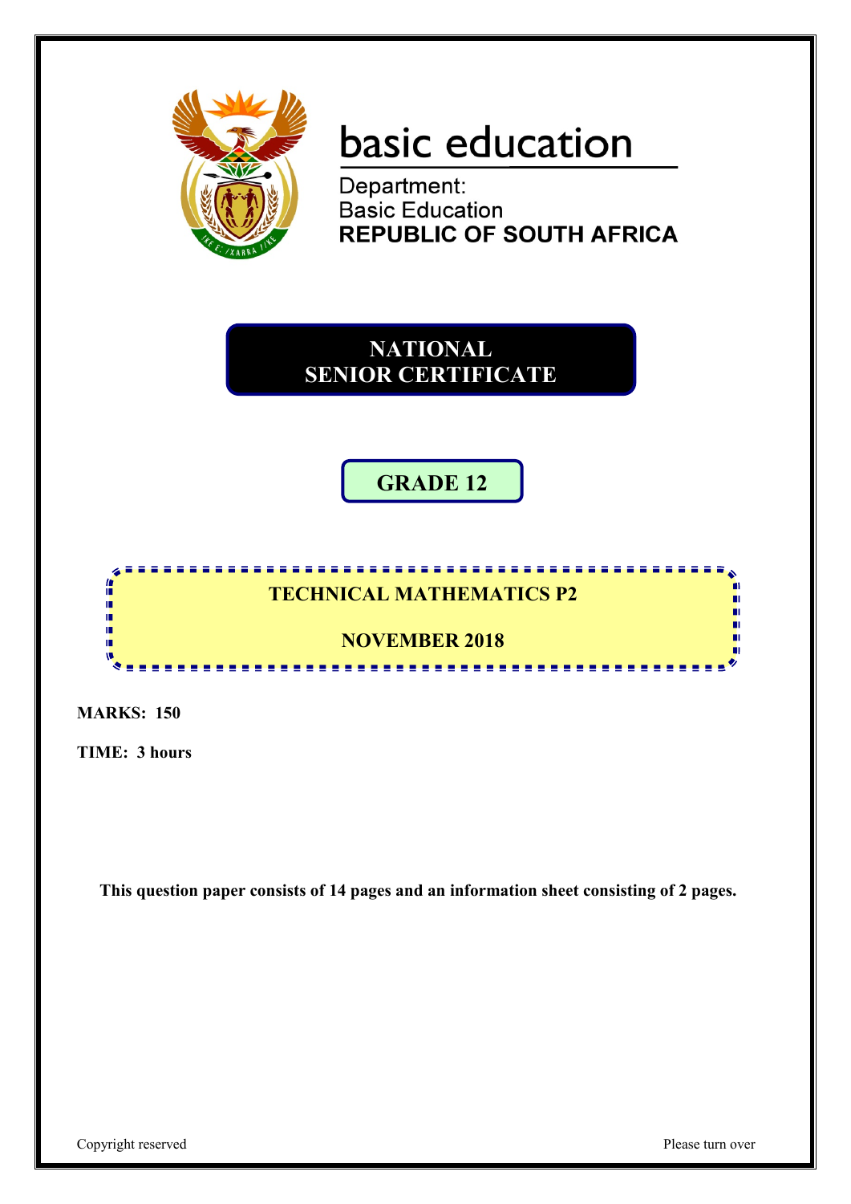basic education

Department:
Basic Education
**REPUBLIC OF SOUTH AFRICA**

# NATIONAL SENIOR CERTIFICATE

## GRADE 12

## TECHNICAL MATHEMATICS P2

## NOVEMBER 2018

**MARKS: 150**

**TIME: 3 hours**

**This question paper consists of 14 pages and an information sheet consisting of 2 pages.**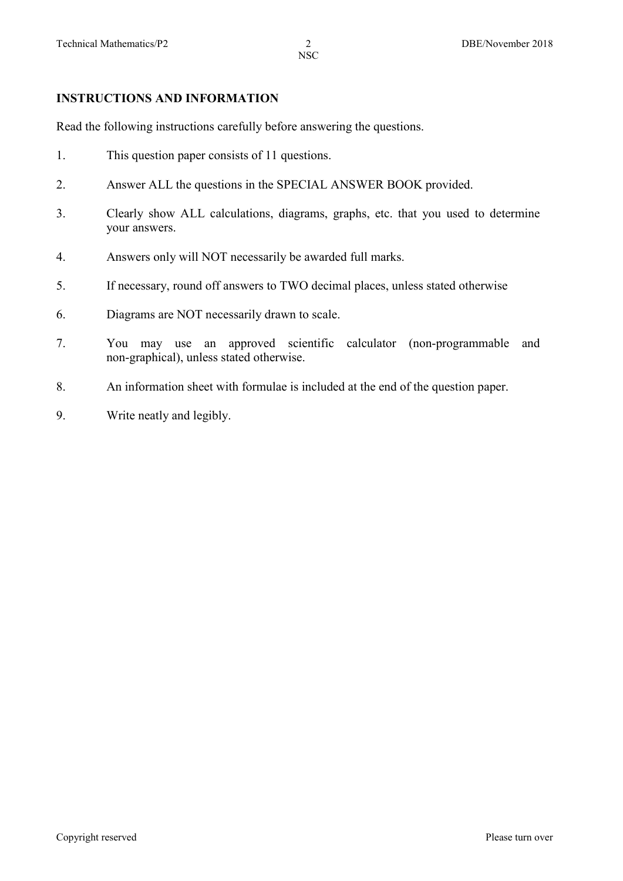## INSTRUCTIONS AND INFORMATION

Read the following instructions carefully before answering the questions.

1. This question paper consists of 11 questions.
2. Answer ALL the questions in the SPECIAL ANSWER BOOK provided.
3. Clearly show ALL calculations, diagrams, graphs, etc. that you used to determine your answers.
4. Answers only will NOT necessarily be awarded full marks.
5. If necessary, round off answers to TWO decimal places, unless stated otherwise
6. Diagrams are NOT necessarily drawn to scale.
7. You may use an approved scientific calculator (non-programmable and non-graphical), unless stated otherwise.
8. An information sheet with formulae is included at the end of the question paper.
9. Write neatly and legibly.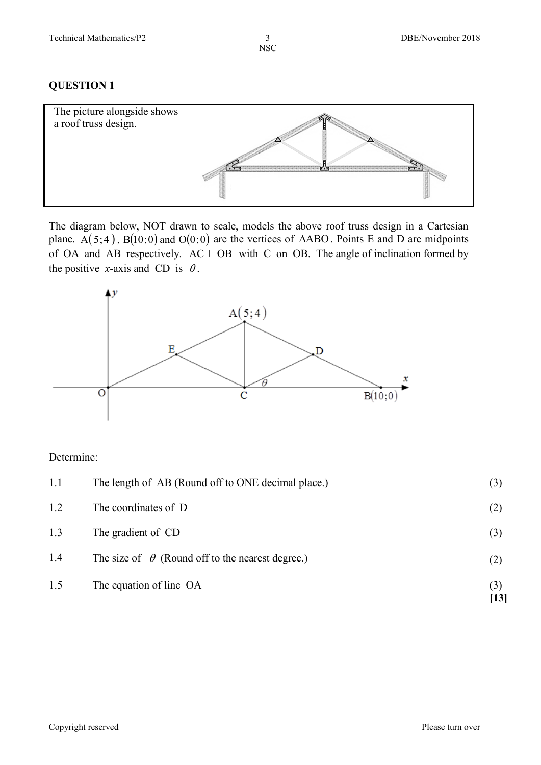## QUESTION 1

The picture alongside shows a roof truss design.

The diagram below, NOT drawn to scale, models the above roof truss design in a Cartesian plane. $A(5;4)$, $B(10;0)$ and $O(0;0)$ are the vertices of $\Delta ABO$. Points E and D are midpoints of OA and AB respectively. $AC \perp OB$ with C on OB. The angle of inclination formed by the positive $x$-axis and CD is $\theta$.

Determine:

| | | |
|---|---|---|
| 1.1 | The length of AB (Round off to ONE decimal place.) | (3) |
| 1.2 | The coordinates of D | (2) |
| 1.3 | The gradient of CD | (3) |
| 1.4 | The size of $\theta$ (Round off to the nearest degree.) | (2) |
| 1.5 | The equation of line OA | (3) |
| | | **[13]** |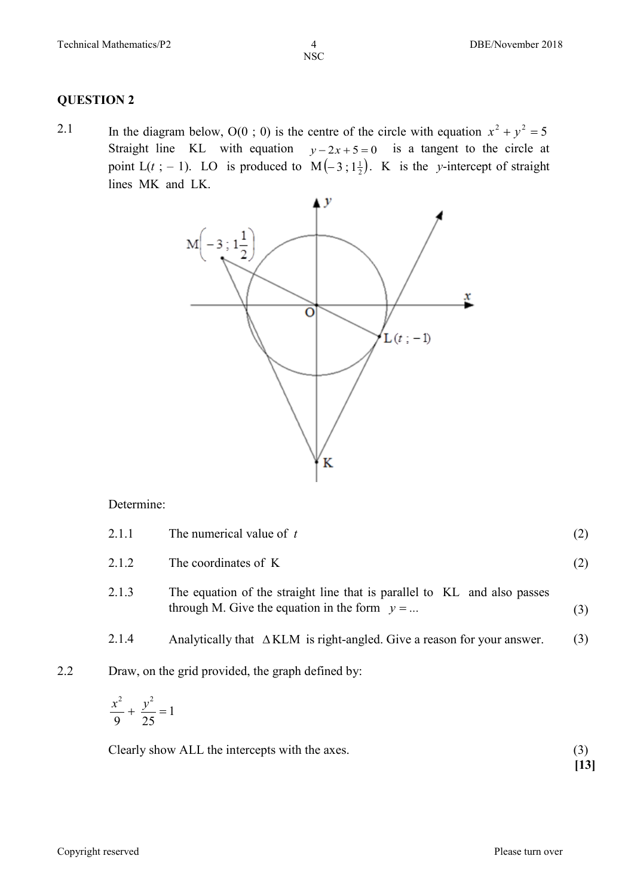## QUESTION 2

2.1 In the diagram below, O(0 ; 0) is the centre of the circle with equation $x^2 + y^2 = 5$ Straight line KL with equation $y - 2x + 5 = 0$ is a tangent to the circle at point L($t$ ; – 1). LO is produced to $M\left(-3\,;1\frac{1}{2}\right)$. K is the $y$-intercept of straight lines MK and LK.

Determine:

| | | |
|---|---|---|
| 2.1.1 | The numerical value of $t$ | (2) |
| 2.1.2 | The coordinates of K | (2) |
| 2.1.3 | The equation of the straight line that is parallel to KL and also passes through M. Give the equation in the form $y = ...$ | (3) |
| 2.1.4 | Analytically that $\Delta$KLM is right-angled. Give a reason for your answer. | (3) |

2.2 Draw, on the grid provided, the graph defined by:

$$\frac{x^2}{9} + \frac{y^2}{25} = 1$$

Clearly show ALL the intercepts with the axes. (3)

**[13]**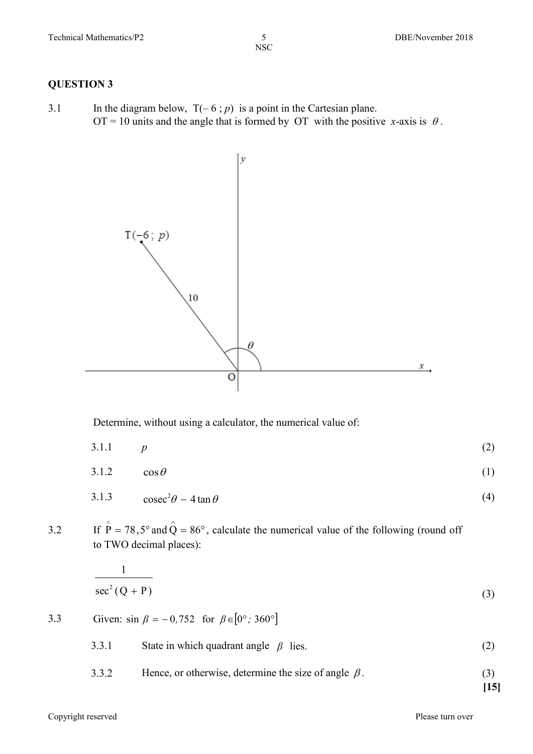## QUESTION 3

3.1 In the diagram below, T(– 6 ; $p$) is a point in the Cartesian plane.
OT = 10 units and the angle that is formed by OT with the positive $x$-axis is $\theta$.

Determine, without using a calculator, the numerical value of:

3.1.1 $p$ (2)

3.1.2 $\cos\theta$ (1)

3.1.3 $\text{cosec}^2\theta - 4\tan\theta$ (4)

3.2 If $\hat{P} = 78{,}5°$ and $\hat{Q} = 86°$, calculate the numerical value of the following (round off to TWO decimal places):

$$\frac{1}{\sec^2(Q + P)}$$

(3)

3.3 Given: $\sin\beta = -0{,}752$ for $\beta \in [0° ; 360°]$

3.3.1 State in which quadrant angle $\beta$ lies. (2)

3.3.2 Hence, or otherwise, determine the size of angle $\beta$. (3)

**[15]**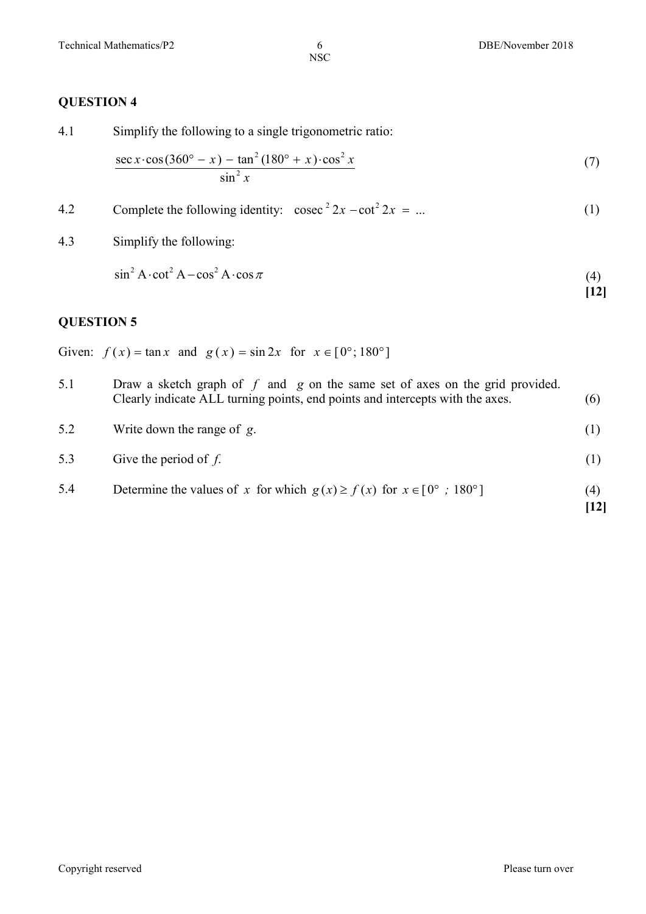## QUESTION 4

4.1 Simplify the following to a single trigonometric ratio:

$$\frac{\sec x \cdot \cos(360° - x) - \tan^2(180° + x) \cdot \cos^2 x}{\sin^2 x} \tag{7}$$

4.2 Complete the following identity: $\text{cosec}^2 2x - \cot^2 2x = ...$ (1)

4.3 Simplify the following:

$$\sin^2 A \cdot \cot^2 A - \cos^2 A \cdot \cos \pi \tag{4}$$

**[12]**

## QUESTION 5

Given: $f(x) = \tan x$ and $g(x) = \sin 2x$ for $x \in [0°; 180°]$

5.1 Draw a sketch graph of $f$ and $g$ on the same set of axes on the grid provided. Clearly indicate ALL turning points, end points and intercepts with the axes. (6)

5.2 Write down the range of $g$. (1)

5.3 Give the period of $f$. (1)

5.4 Determine the values of $x$ for which $g(x) \geq f(x)$ for $x \in [0° ; 180°]$ (4)

**[12]**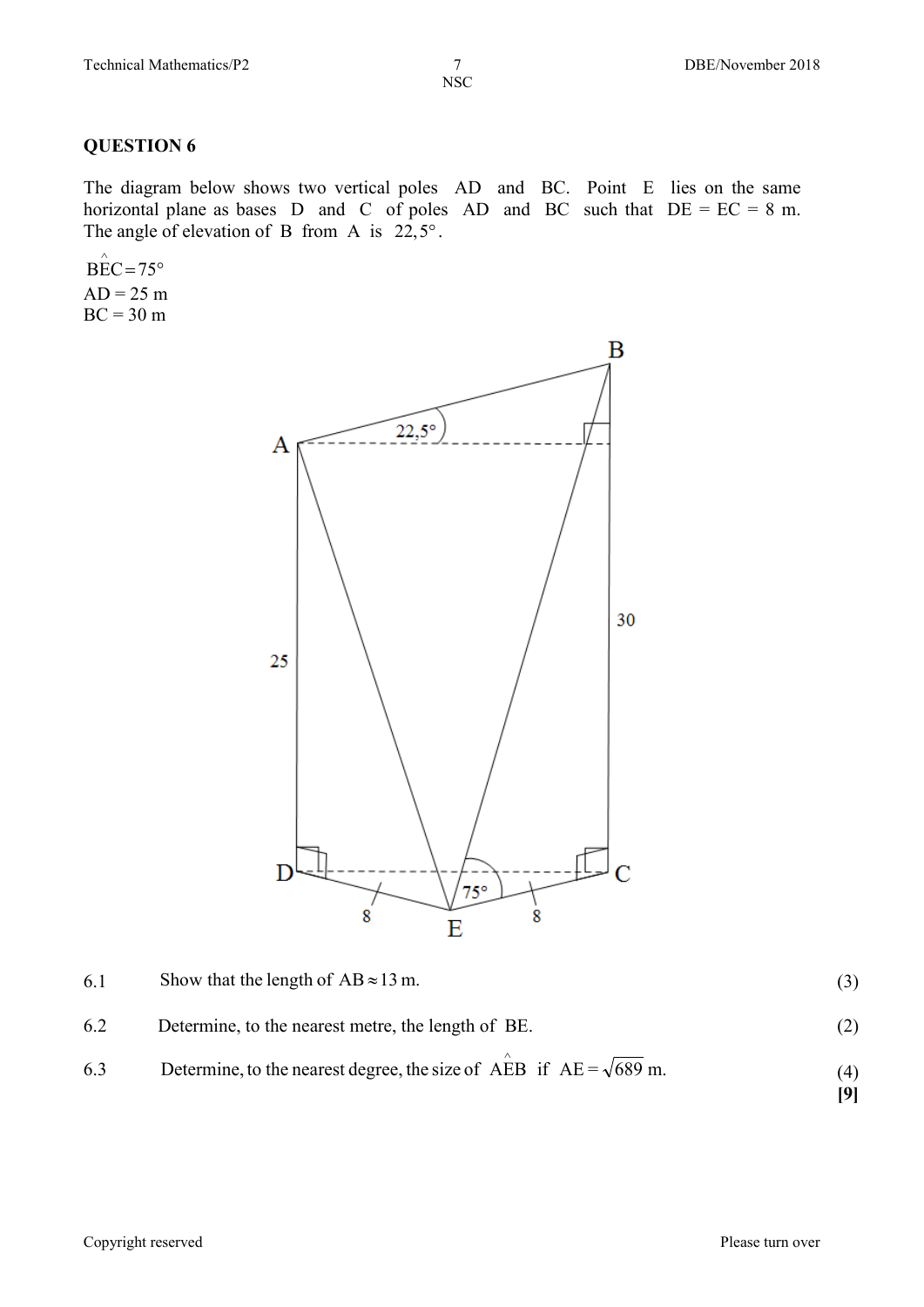## QUESTION 6

The diagram below shows two vertical poles AD and BC. Point E lies on the same horizontal plane as bases D and C of poles AD and BC such that DE = EC = 8 m. The angle of elevation of B from A is $22,5°$.

$B\hat{E}C = 75°$
AD = 25 m
BC = 30 m

6.1 Show that the length of $AB \approx 13$ m. (3)

6.2 Determine, to the nearest metre, the length of BE. (2)

6.3 Determine, to the nearest degree, the size of $A\hat{E}B$ if $AE = \sqrt{689}$ m. (4)

**[9]**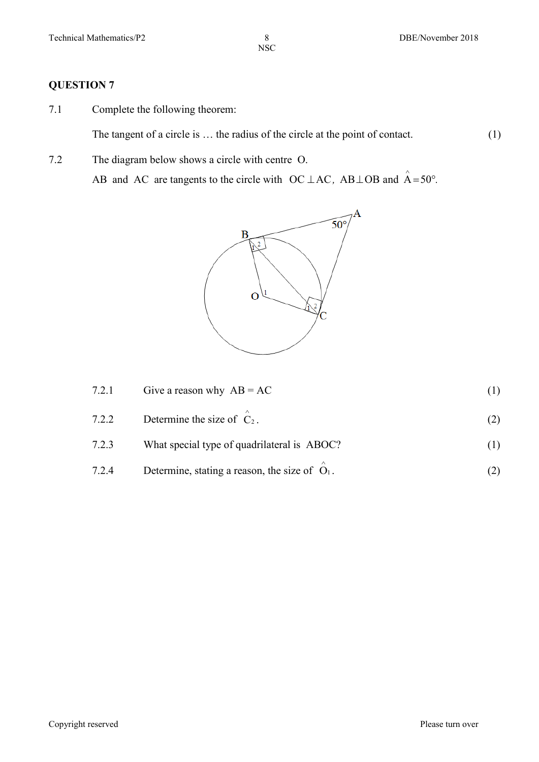## QUESTION 7

7.1 Complete the following theorem:

The tangent of a circle is … the radius of the circle at the point of contact. (1)

7.2 The diagram below shows a circle with centre O.

AB and AC are tangents to the circle with $OC \perp AC$, $AB \perp OB$ and $\hat{A} = 50°$.

7.2.1 Give a reason why AB = AC (1)

7.2.2 Determine the size of $\hat{C}_2$. (2)

7.2.3 What special type of quadrilateral is ABOC? (1)

7.2.4 Determine, stating a reason, the size of $\hat{O}_1$. (2)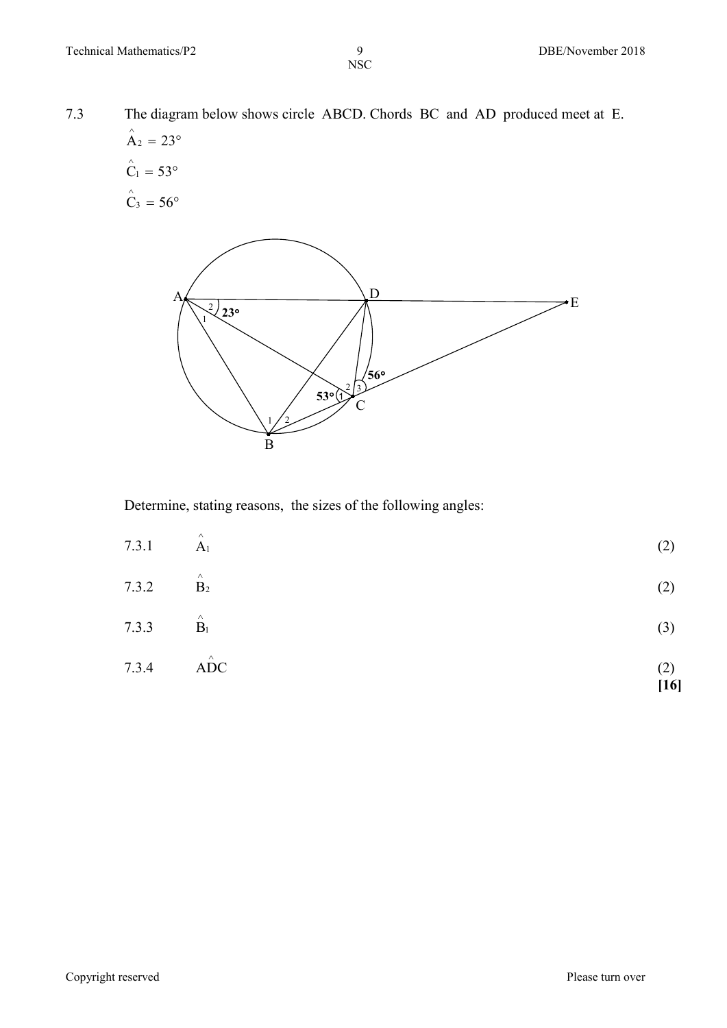7.3 The diagram below shows circle ABCD. Chords BC and AD produced meet at E.

$\hat{A}_2 = 23°$

$\hat{C}_1 = 53°$

$\hat{C}_3 = 56°$

Determine, stating reasons, the sizes of the following angles:

| | | |
|---|---|---|
| 7.3.1 | $\hat{A}_1$ | (2) |
| 7.3.2 | $\hat{B}_2$ | (2) |
| 7.3.3 | $\hat{B}_1$ | (3) |
| 7.3.4 | $A\hat{D}C$ | (2) |
| | | **[16]** |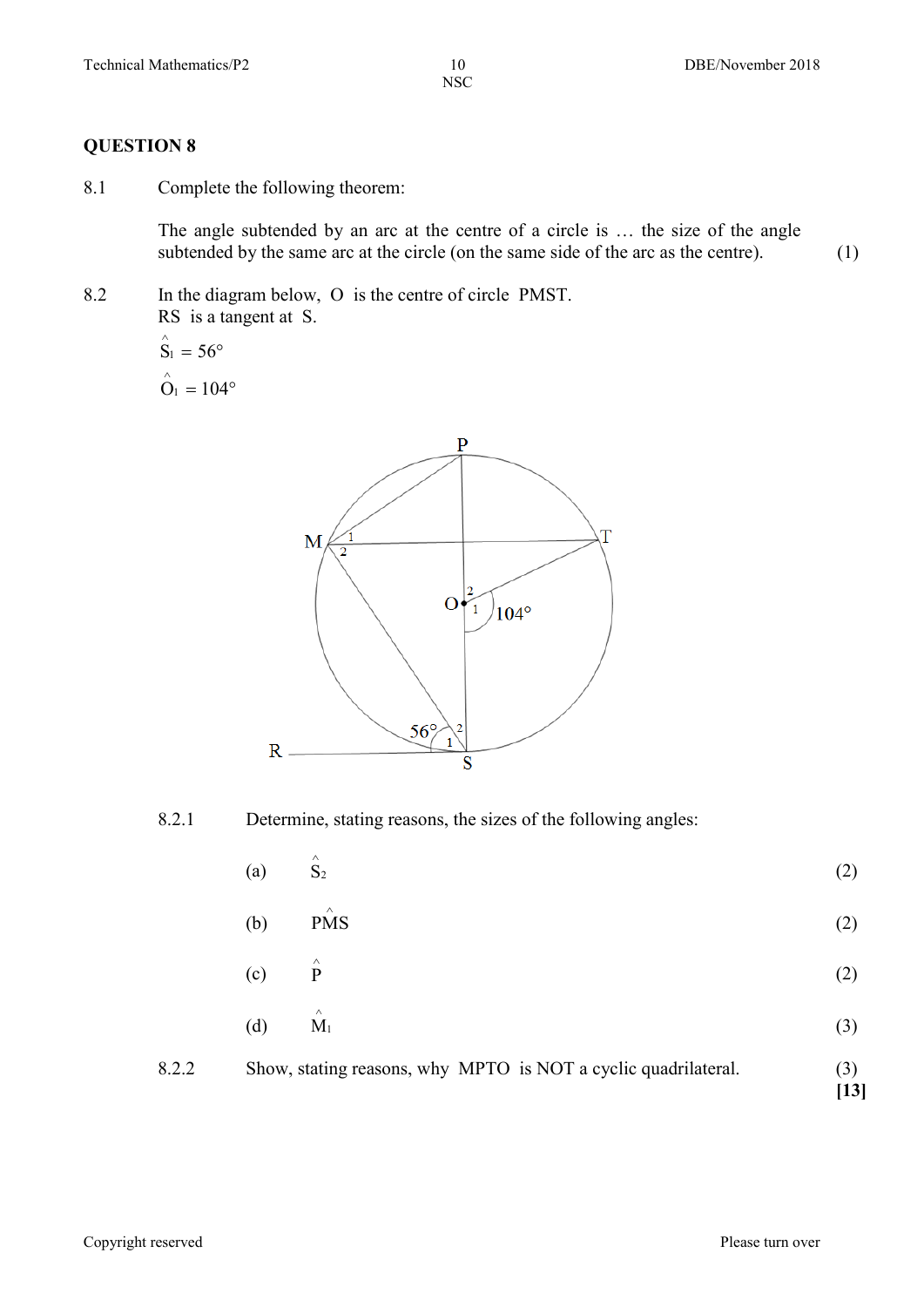## QUESTION 8

8.1 Complete the following theorem:

The angle subtended by an arc at the centre of a circle is … the size of the angle subtended by the same arc at the circle (on the same side of the arc as the centre). (1)

8.2 In the diagram below, O is the centre of circle PMST.
RS is a tangent at S.

$\hat{S}_1 = 56°$

$\hat{O}_1 = 104°$

8.2.1 Determine, stating reasons, the sizes of the following angles:

(a) $\hat{S}_2$ (2)

(b) $P\hat{M}S$ (2)

(c) $\hat{P}$ (2)

(d) $\hat{M}_1$ (3)

8.2.2 Show, stating reasons, why MPTO is NOT a cyclic quadrilateral. (3)

**[13]**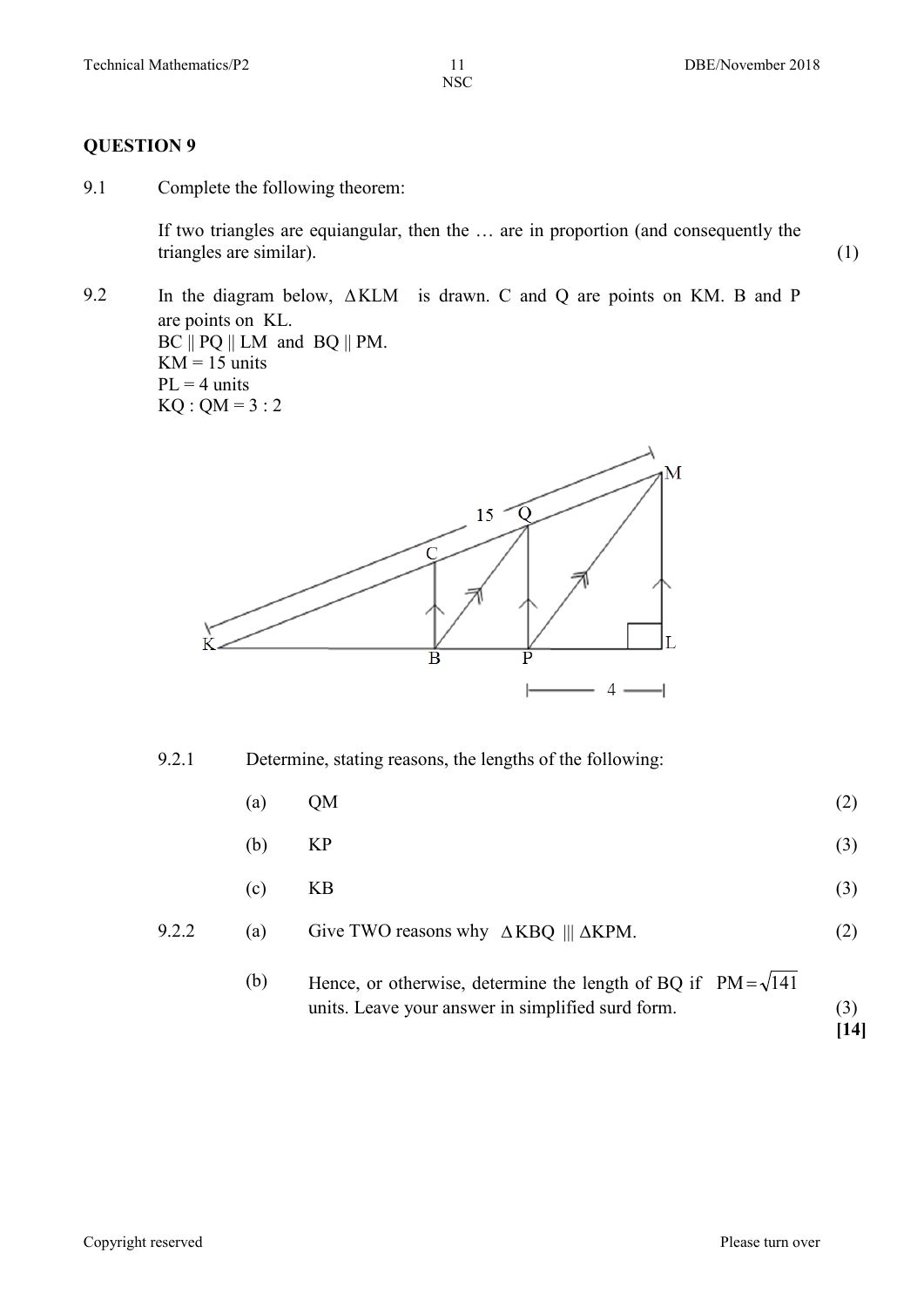## QUESTION 9

9.1 Complete the following theorem:

If two triangles are equiangular, then the … are in proportion (and consequently the triangles are similar). (1)

9.2 In the diagram below, $\Delta KLM$ is drawn. C and Q are points on KM. B and P are points on KL.
$BC \parallel PQ \parallel LM$ and $BQ \parallel PM$.
KM = 15 units
PL = 4 units
KQ : QM = 3 : 2

9.2.1 Determine, stating reasons, the lengths of the following:

(a) QM (2)

(b) KP (3)

(c) KB (3)

9.2.2 (a) Give TWO reasons why $\Delta KBQ \parallel\!| \Delta KPM$. (2)

(b) Hence, or otherwise, determine the length of BQ if $PM = \sqrt{141}$ units. Leave your answer in simplified surd form. (3)

**[14]**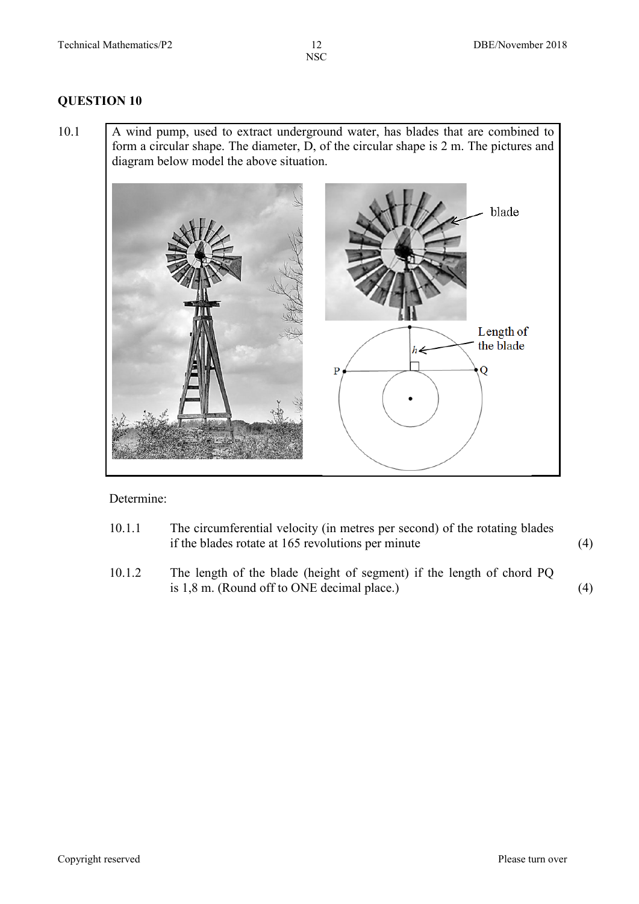## QUESTION 10

10.1 A wind pump, used to extract underground water, has blades that are combined to form a circular shape. The diameter, D, of the circular shape is 2 m. The pictures and diagram below model the above situation.

Determine:

10.1.1 The circumferential velocity (in metres per second) of the rotating blades if the blades rotate at 165 revolutions per minute (4)

10.1.2 The length of the blade (height of segment) if the length of chord PQ is 1,8 m. (Round off to ONE decimal place.) (4)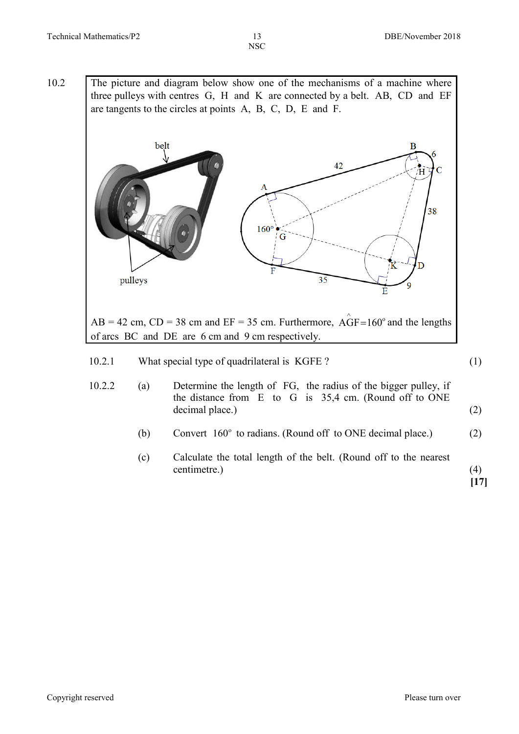10.2

The picture and diagram below show one of the mechanisms of a machine where three pulleys with centres G, H and K are connected by a belt. AB, CD and EF are tangents to the circles at points A, B, C, D, E and F.

AB = 42 cm, CD = 38 cm and EF = 35 cm. Furthermore, $A\hat{G}F = 160^{\circ}$ and the lengths of arcs BC and DE are 6 cm and 9 cm respectively.

10.2.1 What special type of quadrilateral is KGFE ? (1)

10.2.2 (a) Determine the length of FG, the radius of the bigger pulley, if the distance from E to G is 35,4 cm. (Round off to ONE decimal place.) (2)

(b) Convert $160^{\circ}$ to radians. (Round off to ONE decimal place.) (2)

(c) Calculate the total length of the belt. (Round off to the nearest centimetre.) (4)

**[17]**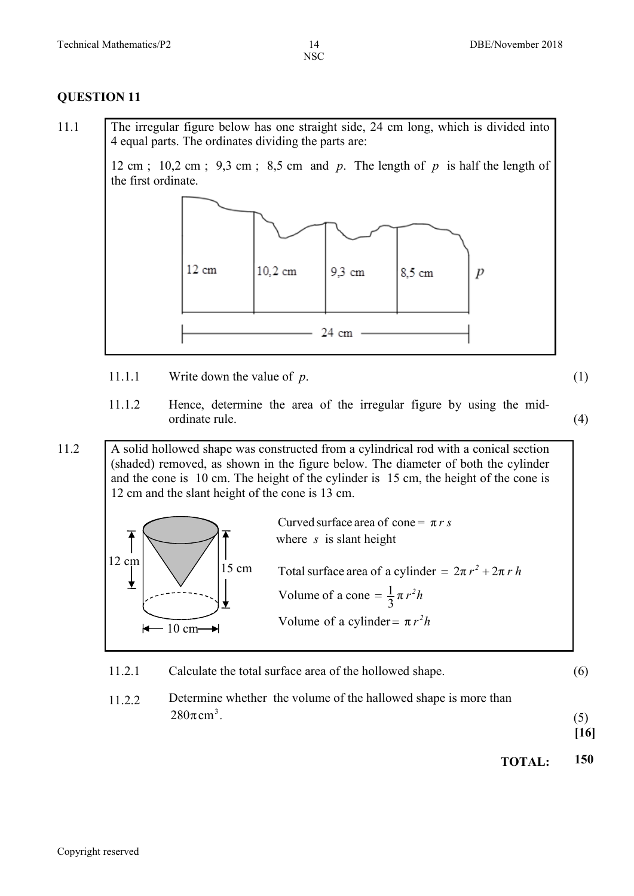## QUESTION 11

11.1 The irregular figure below has one straight side, 24 cm long, which is divided into 4 equal parts. The ordinates dividing the parts are:

12 cm ; 10,2 cm ; 9,3 cm ; 8,5 cm and $p$. The length of $p$ is half the length of the first ordinate.

12 cm | 10,2 cm | 9,3 cm | 8,5 cm | $p$

24 cm

11.1.1 Write down the value of $p$. (1)

11.1.2 Hence, determine the area of the irregular figure by using the mid-ordinate rule. (4)

11.2 A solid hollowed shape was constructed from a cylindrical rod with a conical section (shaded) removed, as shown in the figure below. The diameter of both the cylinder and the cone is 10 cm. The height of the cylinder is 15 cm, the height of the cone is 12 cm and the slant height of the cone is 13 cm.

12 cm | 15 cm | 10 cm

Curved surface area of cone $= \pi r s$ where $s$ is slant height

Total surface area of a cylinder $= 2\pi r^2 + 2\pi r h$

Volume of a cone $= \frac{1}{3}\pi r^2 h$

Volume of a cylinder $= \pi r^2 h$

11.2.1 Calculate the total surface area of the hollowed shape. (6)

11.2.2 Determine whether the volume of the hallowed shape is more than $280\pi \text{ cm}^3$. (5)

**[16]**

**TOTAL: 150**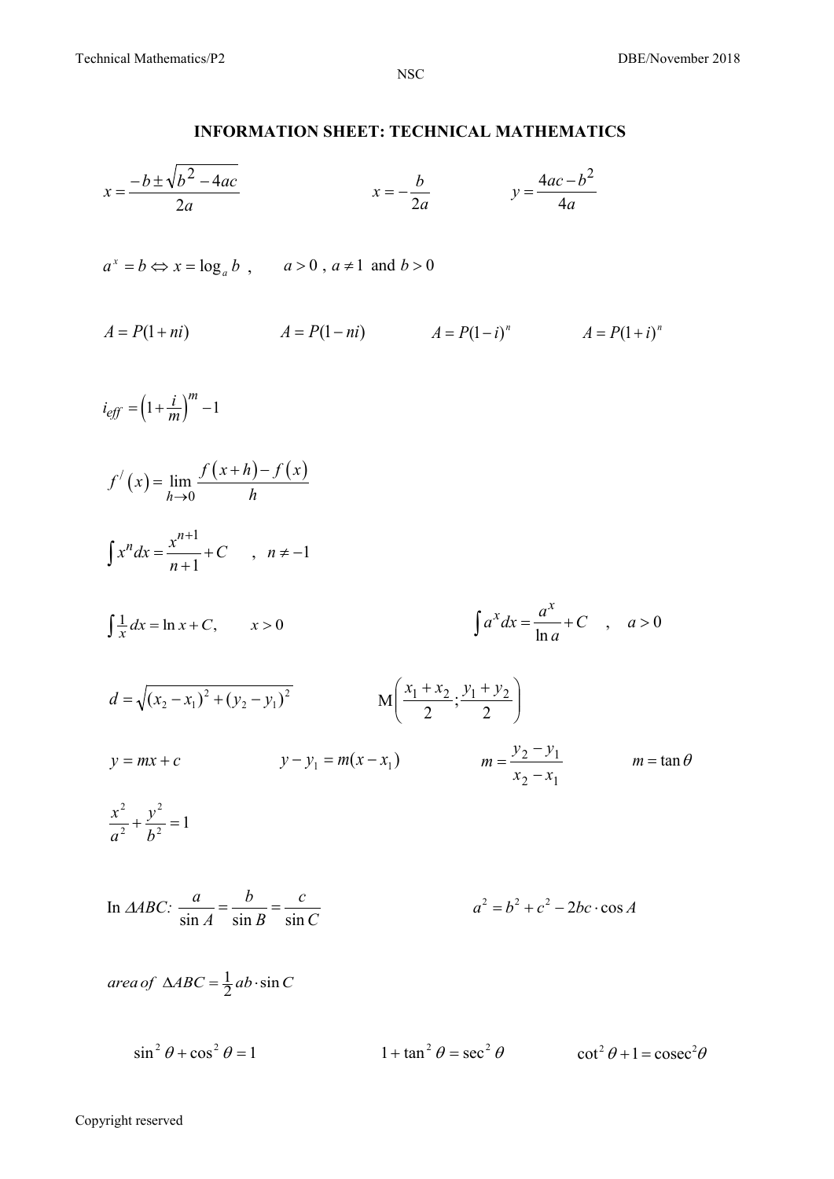# INFORMATION SHEET: TECHNICAL MATHEMATICS

$$x = \frac{-b \pm \sqrt{b^2 - 4ac}}{2a} \qquad x = -\frac{b}{2a} \qquad y = \frac{4ac - b^2}{4a}$$

$a^x = b \Leftrightarrow x = \log_a b$ , $\quad a > 0$ , $a \neq 1$ and $b > 0$

$$A = P(1 + ni) \qquad A = P(1 - ni) \qquad A = P(1 - i)^n \qquad A = P(1 + i)^n$$

$$i_{eff} = \left(1 + \frac{i}{m}\right)^m - 1$$

$$f^{/}(x) = \lim_{h \to 0} \frac{f(x + h) - f(x)}{h}$$

$$\int x^n dx = \frac{x^{n+1}}{n + 1} + C \quad , \quad n \neq -1$$

$$\int \frac{1}{x} dx = \ln x + C, \qquad x > 0 \qquad\qquad \int a^x dx = \frac{a^x}{\ln a} + C \quad , \quad a > 0$$

$$d = \sqrt{(x_2 - x_1)^2 + (y_2 - y_1)^2} \qquad \mathrm{M}\left(\frac{x_1 + x_2}{2} ; \frac{y_1 + y_2}{2}\right)$$

$$y = mx + c \qquad y - y_1 = m(x - x_1) \qquad m = \frac{y_2 - y_1}{x_2 - x_1} \qquad m = \tan\theta$$

$$\frac{x^2}{a^2} + \frac{y^2}{b^2} = 1$$

In $\Delta ABC$: $\dfrac{a}{\sin A} = \dfrac{b}{\sin B} = \dfrac{c}{\sin C}$ $\qquad\qquad a^2 = b^2 + c^2 - 2bc \cdot \cos A$

$$\textit{area of } \Delta ABC = \frac{1}{2} ab \cdot \sin C$$

$$\sin^2\theta + \cos^2\theta = 1 \qquad 1 + \tan^2\theta = \sec^2\theta \qquad \cot^2\theta + 1 = \mathrm{cosec}^2\theta$$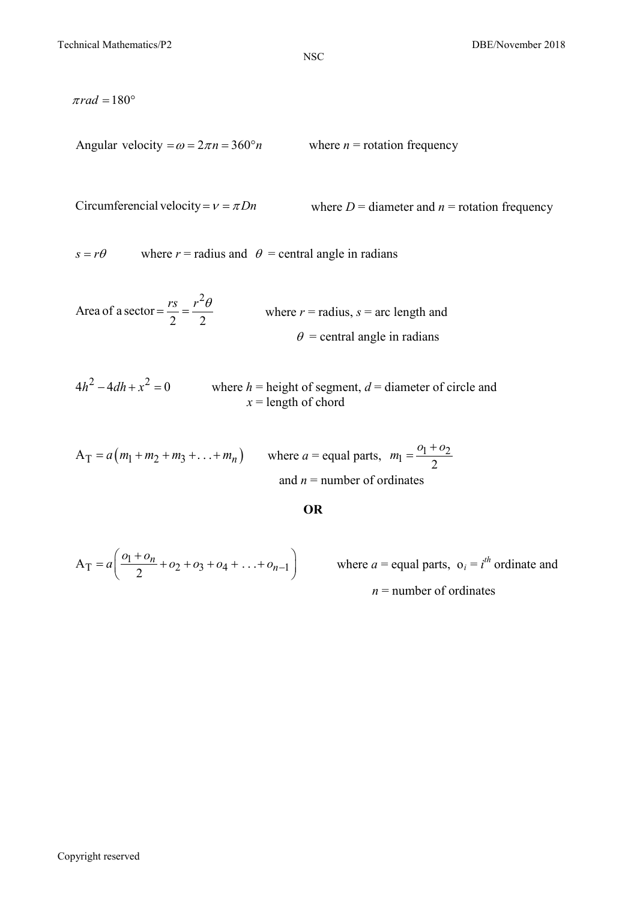$\pi rad = 180°$

Angular velocity $= \omega = 2\pi n = 360° n$ where $n$ = rotation frequency

Circumferencial velocity $= v = \pi Dn$ where $D$ = diameter and $n$ = rotation frequency

$s = r\theta$ where $r$ = radius and $\theta$ = central angle in radians

Area of a sector $= \dfrac{rs}{2} = \dfrac{r^2\theta}{2}$ where $r$ = radius, $s$ = arc length and $\theta$ = central angle in radians

$4h^2 - 4dh + x^2 = 0$ where $h$ = height of segment, $d$ = diameter of circle and $x$ = length of chord

$A_T = a(m_1 + m_2 + m_3 + \ldots + m_n)$ where $a$ = equal parts, $m_1 = \dfrac{o_1 + o_2}{2}$ and $n$ = number of ordinates

**OR**

$A_T = a\left(\dfrac{o_1 + o_n}{2} + o_2 + o_3 + o_4 + \ldots + o_{n-1}\right)$ where $a$ = equal parts, $o_i$ = $i^{th}$ ordinate and $n$ = number of ordinates